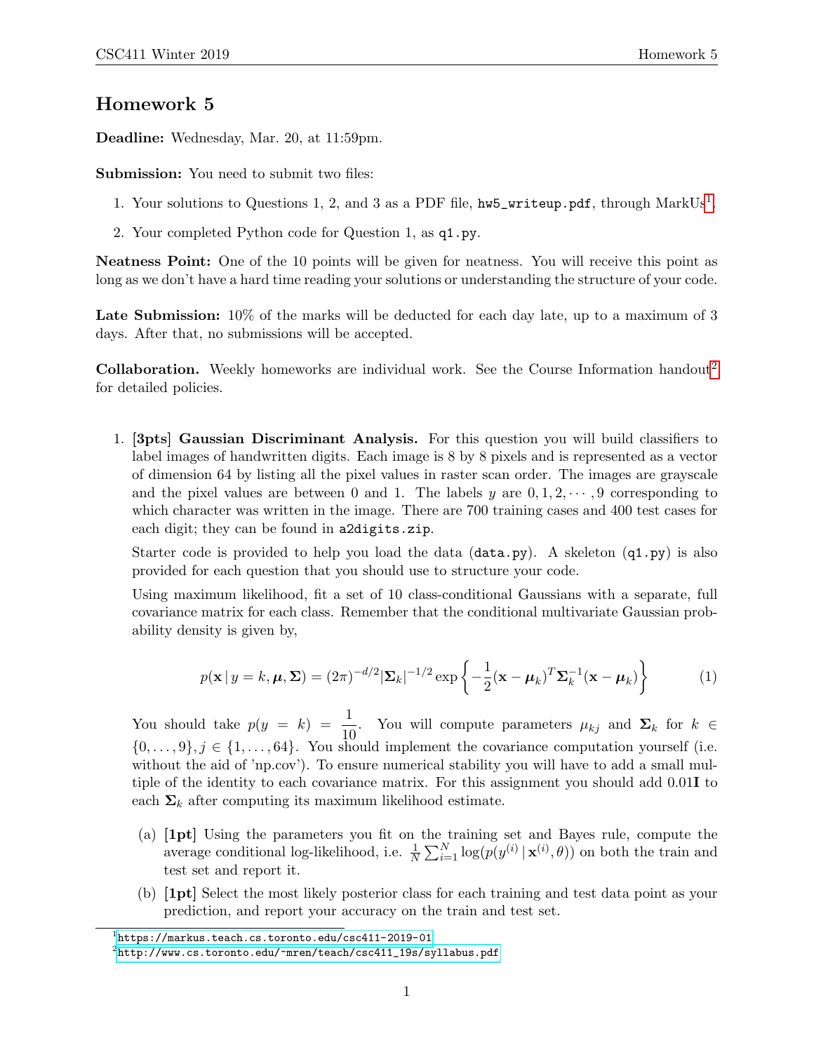# Homework 5

**Deadline:** Wednesday, Mar. 20, at 11:59pm.

**Submission:** You need to submit two files:

1. Your solutions to Questions 1, 2, and 3 as a PDF file, `hw5_writeup.pdf`, through MarkUs[1].
2. Your completed Python code for Question 1, as `q1.py`.

**Neatness Point:** One of the 10 points will be given for neatness. You will receive this point as long as we don't have a hard time reading your solutions or understanding the structure of your code.

**Late Submission:** 10% of the marks will be deducted for each day late, up to a maximum of 3 days. After that, no submissions will be accepted.

**Collaboration.** Weekly homeworks are individual work. See the Course Information handout[2] for detailed policies.

1. **[3pts] Gaussian Discriminant Analysis.** For this question you will build classifiers to label images of handwritten digits. Each image is 8 by 8 pixels and is represented as a vector of dimension 64 by listing all the pixel values in raster scan order. The images are grayscale and the pixel values are between 0 and 1. The labels $y$ are $0, 1, 2, \cdots, 9$ corresponding to which character was written in the image. There are 700 training cases and 400 test cases for each digit; they can be found in `a2digits.zip`.

   Starter code is provided to help you load the data (`data.py`). A skeleton (`q1.py`) is also provided for each question that you should use to structure your code.

   Using maximum likelihood, fit a set of 10 class-conditional Gaussians with a separate, full covariance matrix for each class. Remember that the conditional multivariate Gaussian probability density is given by,

   $$p(\mathbf{x} \mid y = k, \boldsymbol{\mu}, \boldsymbol{\Sigma}) = (2\pi)^{-d/2} |\boldsymbol{\Sigma}_k|^{-1/2} \exp\left\{ -\frac{1}{2} (\mathbf{x} - \boldsymbol{\mu}_k)^T \boldsymbol{\Sigma}_k^{-1} (\mathbf{x} - \boldsymbol{\mu}_k) \right\} \tag{1}$$

   You should take $p(y = k) = \frac{1}{10}$. You will compute parameters $\mu_{kj}$ and $\boldsymbol{\Sigma}_k$ for $k \in \{0, \ldots, 9\}, j \in \{1, \ldots, 64\}$. You should implement the covariance computation yourself (i.e. without the aid of 'np.cov'). To ensure numerical stability you will have to add a small multiple of the identity to each covariance matrix. For this assignment you should add $0.01\mathbf{I}$ to each $\boldsymbol{\Sigma}_k$ after computing its maximum likelihood estimate.

   (a) **[1pt]** Using the parameters you fit on the training set and Bayes rule, compute the average conditional log-likelihood, i.e. $\frac{1}{N}\sum_{i=1}^{N} \log(p(y^{(i)} \mid \mathbf{x}^{(i)}, \theta))$ on both the train and test set and report it.

   (b) **[1pt]** Select the most likely posterior class for each training and test data point as your prediction, and report your accuracy on the train and test set.

[1] https://markus.teach.cs.toronto.edu/csc411-2019-01

[2] http://www.cs.toronto.edu/~mren/teach/csc411_19s/syllabus.pdf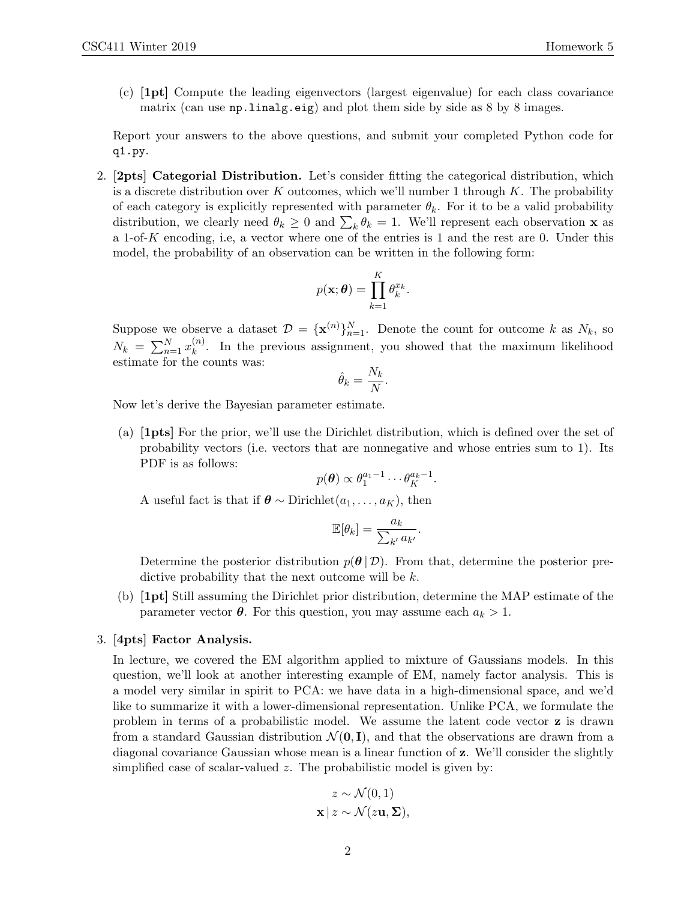(c) **[1pt]** Compute the leading eigenvectors (largest eigenvalue) for each class covariance matrix (can use `np.linalg.eig`) and plot them side by side as 8 by 8 images.

Report your answers to the above questions, and submit your completed Python code for `q1.py`.

2. **[2pts] Categorial Distribution.** Let's consider fitting the categorical distribution, which is a discrete distribution over $K$ outcomes, which we'll number 1 through $K$. The probability of each category is explicitly represented with parameter $\theta_k$. For it to be a valid probability distribution, we clearly need $\theta_k \geq 0$ and $\sum_k \theta_k = 1$. We'll represent each observation $\mathbf{x}$ as a 1-of-$K$ encoding, i.e, a vector where one of the entries is 1 and the rest are 0. Under this model, the probability of an observation can be written in the following form:

$$p(\mathbf{x}; \boldsymbol{\theta}) = \prod_{k=1}^{K} \theta_k^{x_k}.$$

Suppose we observe a dataset $\mathcal{D} = \{\mathbf{x}^{(n)}\}_{n=1}^{N}$. Denote the count for outcome $k$ as $N_k$, so $N_k = \sum_{n=1}^{N} x_k^{(n)}$. In the previous assignment, you showed that the maximum likelihood estimate for the counts was:

$$\hat{\theta}_k = \frac{N_k}{N}.$$

Now let's derive the Bayesian parameter estimate.

(a) **[1pts]** For the prior, we'll use the Dirichlet distribution, which is defined over the set of probability vectors (i.e. vectors that are nonnegative and whose entries sum to 1). Its PDF is as follows:

$$p(\boldsymbol{\theta}) \propto \theta_1^{a_1 - 1} \cdots \theta_K^{a_k - 1}.$$

A useful fact is that if $\boldsymbol{\theta} \sim \text{Dirichlet}(a_1, \ldots, a_K)$, then

$$\mathbb{E}[\theta_k] = \frac{a_k}{\sum_{k'} a_{k'}}.$$

Determine the posterior distribution $p(\boldsymbol{\theta} \,|\, \mathcal{D})$. From that, determine the posterior predictive probability that the next outcome will be $k$.

(b) **[1pt]** Still assuming the Dirichlet prior distribution, determine the MAP estimate of the parameter vector $\boldsymbol{\theta}$. For this question, you may assume each $a_k > 1$.

3. **[4pts] Factor Analysis.**

In lecture, we covered the EM algorithm applied to mixture of Gaussians models. In this question, we'll look at another interesting example of EM, namely factor analysis. This is a model very similar in spirit to PCA: we have data in a high-dimensional space, and we'd like to summarize it with a lower-dimensional representation. Unlike PCA, we formulate the problem in terms of a probabilistic model. We assume the latent code vector $\mathbf{z}$ is drawn from a standard Gaussian distribution $\mathcal{N}(\mathbf{0}, \mathbf{I})$, and that the observations are drawn from a diagonal covariance Gaussian whose mean is a linear function of $\mathbf{z}$. We'll consider the slightly simplified case of scalar-valued $z$. The probabilistic model is given by:

$$z \sim \mathcal{N}(0, 1)$$
$$\mathbf{x} \,|\, z \sim \mathcal{N}(z\mathbf{u}, \boldsymbol{\Sigma}),$$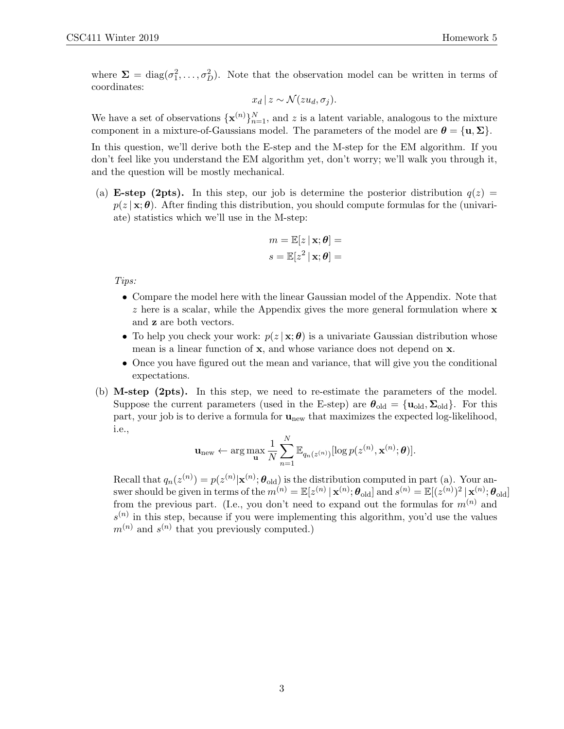where $\mathbf{\Sigma} = \text{diag}(\sigma_1^2, \ldots, \sigma_D^2)$. Note that the observation model can be written in terms of coordinates:

$$x_d \,|\, z \sim \mathcal{N}(zu_d, \sigma_j).$$

We have a set of observations $\{\mathbf{x}^{(n)}\}_{n=1}^N$, and $z$ is a latent variable, analogous to the mixture component in a mixture-of-Gaussians model. The parameters of the model are $\boldsymbol{\theta} = \{\mathbf{u}, \mathbf{\Sigma}\}$.

In this question, we'll derive both the E-step and the M-step for the EM algorithm. If you don't feel like you understand the EM algorithm yet, don't worry; we'll walk you through it, and the question will be mostly mechanical.

(a) **E-step (2pts).** In this step, our job is determine the posterior distribution $q(z) = p(z \,|\, \mathbf{x}; \boldsymbol{\theta})$. After finding this distribution, you should compute formulas for the (univariate) statistics which we'll use in the M-step:

$$m = \mathbb{E}[z \,|\, \mathbf{x}; \boldsymbol{\theta}] =$$
$$s = \mathbb{E}[z^2 \,|\, \mathbf{x}; \boldsymbol{\theta}] =$$

*Tips:*

- Compare the model here with the linear Gaussian model of the Appendix. Note that $z$ here is a scalar, while the Appendix gives the more general formulation where $\mathbf{x}$ and $\mathbf{z}$ are both vectors.
- To help you check your work: $p(z \,|\, \mathbf{x}; \boldsymbol{\theta})$ is a univariate Gaussian distribution whose mean is a linear function of $\mathbf{x}$, and whose variance does not depend on $\mathbf{x}$.
- Once you have figured out the mean and variance, that will give you the conditional expectations.

(b) **M-step (2pts).** In this step, we need to re-estimate the parameters of the model. Suppose the current parameters (used in the E-step) are $\boldsymbol{\theta}_{\text{old}} = \{\mathbf{u}_{\text{old}}, \mathbf{\Sigma}_{\text{old}}\}$. For this part, your job is to derive a formula for $\mathbf{u}_{\text{new}}$ that maximizes the expected log-likelihood, i.e.,

$$\mathbf{u}_{\text{new}} \leftarrow \arg\max_{\mathbf{u}} \frac{1}{N} \sum_{n=1}^{N} \mathbb{E}_{q_n(z^{(n)})}[\log p(z^{(n)}, \mathbf{x}^{(n)}; \boldsymbol{\theta})].$$

Recall that $q_n(z^{(n)}) = p(z^{(n)} | \mathbf{x}^{(n)}; \boldsymbol{\theta}_{\text{old}})$ is the distribution computed in part (a). Your answer should be given in terms of the $m^{(n)} = \mathbb{E}[z^{(n)} \,|\, \mathbf{x}^{(n)}; \boldsymbol{\theta}_{\text{old}}]$ and $s^{(n)} = \mathbb{E}[(z^{(n)})^2 \,|\, \mathbf{x}^{(n)}; \boldsymbol{\theta}_{\text{old}}]$ from the previous part. (I.e., you don't need to expand out the formulas for $m^{(n)}$ and $s^{(n)}$ in this step, because if you were implementing this algorithm, you'd use the values $m^{(n)}$ and $s^{(n)}$ that you previously computed.)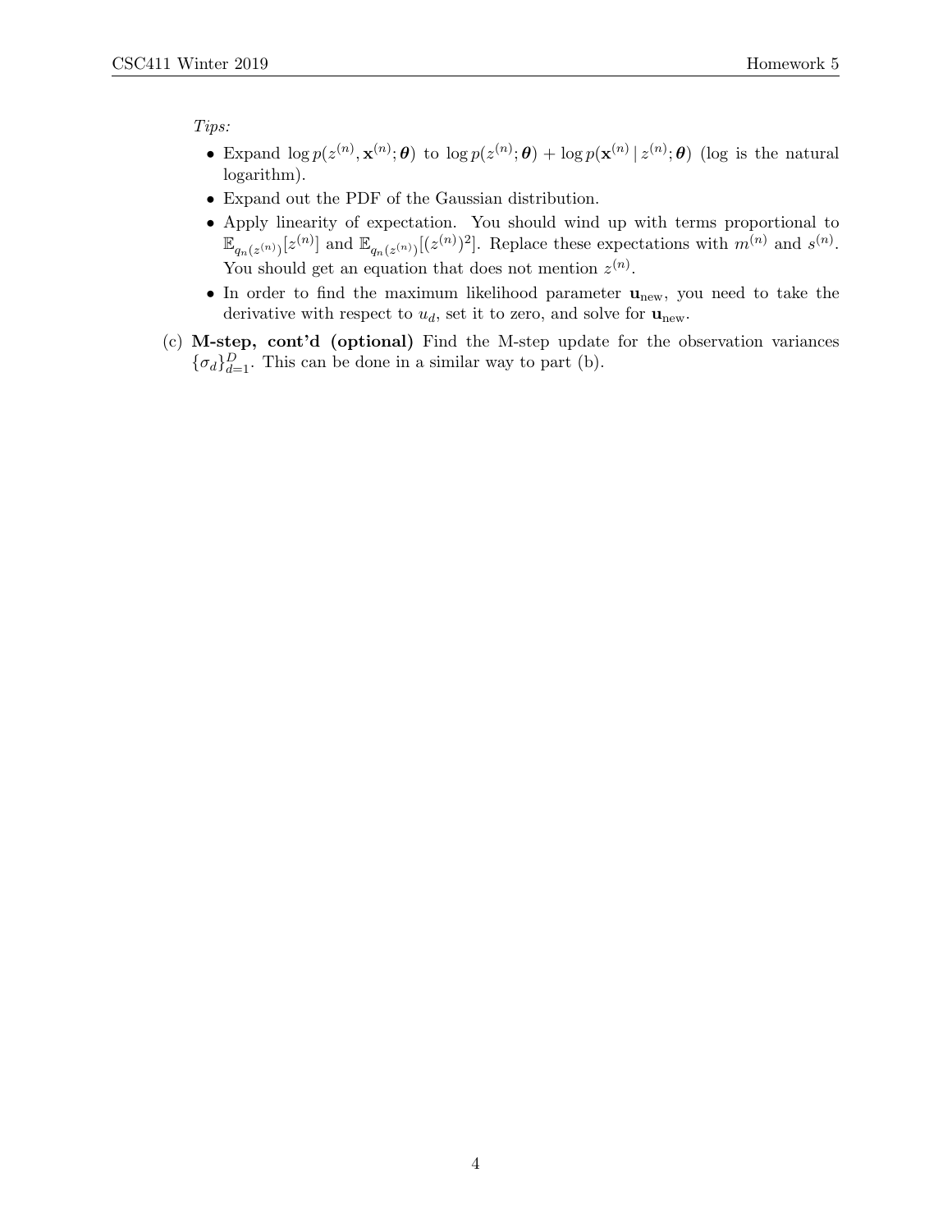*Tips:*

- Expand $\log p(z^{(n)}, \mathbf{x}^{(n)}; \boldsymbol{\theta})$ to $\log p(z^{(n)}; \boldsymbol{\theta}) + \log p(\mathbf{x}^{(n)} \mid z^{(n)}; \boldsymbol{\theta})$ (log is the natural logarithm).
- Expand out the PDF of the Gaussian distribution.
- Apply linearity of expectation. You should wind up with terms proportional to $\mathbb{E}_{q_n(z^{(n)})}[z^{(n)}]$ and $\mathbb{E}_{q_n(z^{(n)})}[(z^{(n)})^2]$. Replace these expectations with $m^{(n)}$ and $s^{(n)}$. You should get an equation that does not mention $z^{(n)}$.
- In order to find the maximum likelihood parameter $\mathbf{u}_{\text{new}}$, you need to take the derivative with respect to $u_d$, set it to zero, and solve for $\mathbf{u}_{\text{new}}$.

(c) **M-step, cont'd (optional)** Find the M-step update for the observation variances $\{\sigma_d\}_{d=1}^{D}$. This can be done in a similar way to part (b).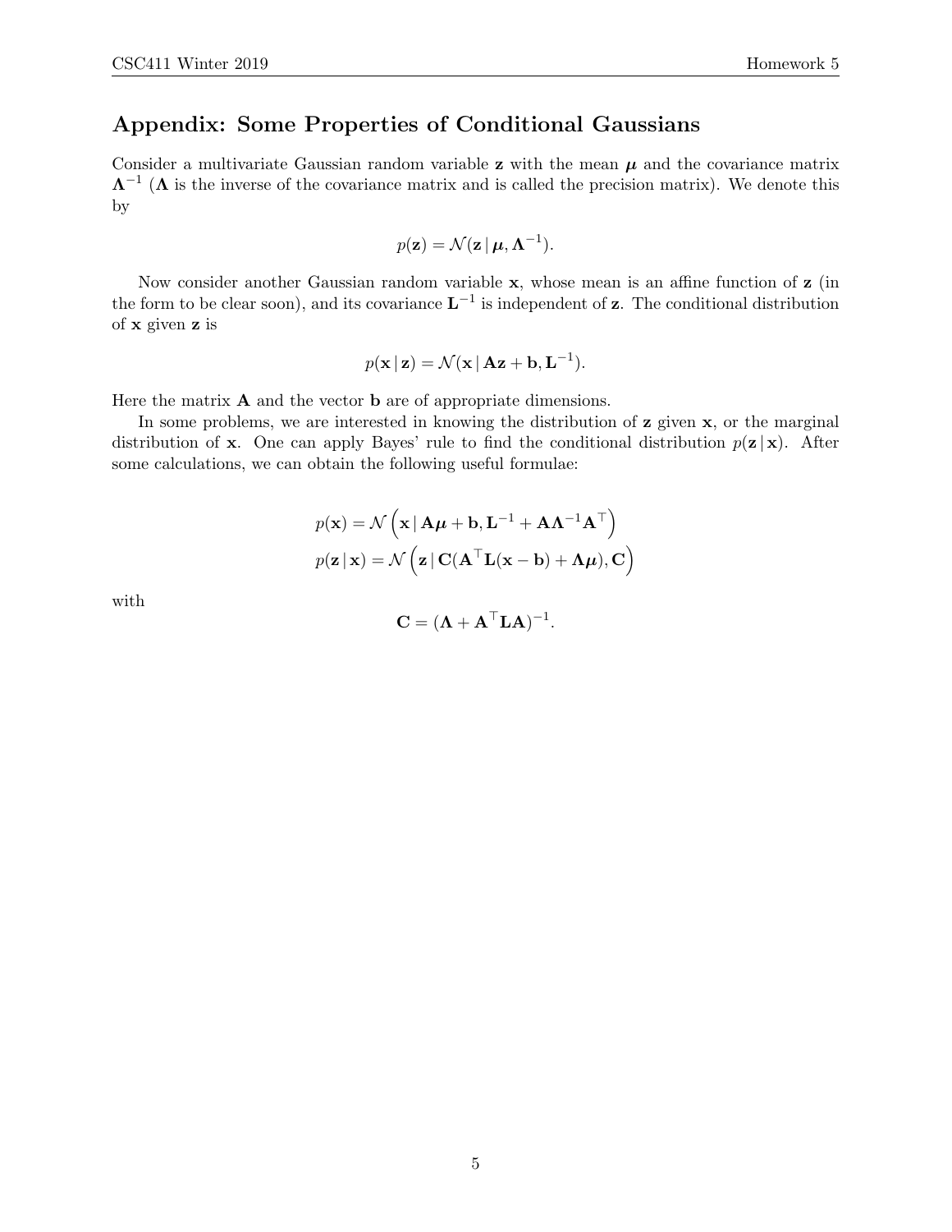## Appendix: Some Properties of Conditional Gaussians

Consider a multivariate Gaussian random variable $\mathbf{z}$ with the mean $\boldsymbol{\mu}$ and the covariance matrix $\boldsymbol{\Lambda}^{-1}$ ($\boldsymbol{\Lambda}$ is the inverse of the covariance matrix and is called the precision matrix). We denote this by

$$p(\mathbf{z}) = \mathcal{N}(\mathbf{z} \,|\, \boldsymbol{\mu}, \boldsymbol{\Lambda}^{-1}).$$

Now consider another Gaussian random variable $\mathbf{x}$, whose mean is an affine function of $\mathbf{z}$ (in the form to be clear soon), and its covariance $\mathbf{L}^{-1}$ is independent of $\mathbf{z}$. The conditional distribution of $\mathbf{x}$ given $\mathbf{z}$ is

$$p(\mathbf{x} \,|\, \mathbf{z}) = \mathcal{N}(\mathbf{x} \,|\, \mathbf{A}\mathbf{z} + \mathbf{b}, \mathbf{L}^{-1}).$$

Here the matrix $\mathbf{A}$ and the vector $\mathbf{b}$ are of appropriate dimensions.

In some problems, we are interested in knowing the distribution of $\mathbf{z}$ given $\mathbf{x}$, or the marginal distribution of $\mathbf{x}$. One can apply Bayes' rule to find the conditional distribution $p(\mathbf{z} \,|\, \mathbf{x})$. After some calculations, we can obtain the following useful formulae:

$$p(\mathbf{x}) = \mathcal{N}\left(\mathbf{x} \,|\, \mathbf{A}\boldsymbol{\mu} + \mathbf{b}, \mathbf{L}^{-1} + \mathbf{A}\boldsymbol{\Lambda}^{-1}\mathbf{A}^{\top}\right)$$

$$p(\mathbf{z} \,|\, \mathbf{x}) = \mathcal{N}\left(\mathbf{z} \,|\, \mathbf{C}(\mathbf{A}^{\top}\mathbf{L}(\mathbf{x} - \mathbf{b}) + \boldsymbol{\Lambda}\boldsymbol{\mu}), \mathbf{C}\right)$$

with

$$\mathbf{C} = (\boldsymbol{\Lambda} + \mathbf{A}^{\top}\mathbf{L}\mathbf{A})^{-1}.$$